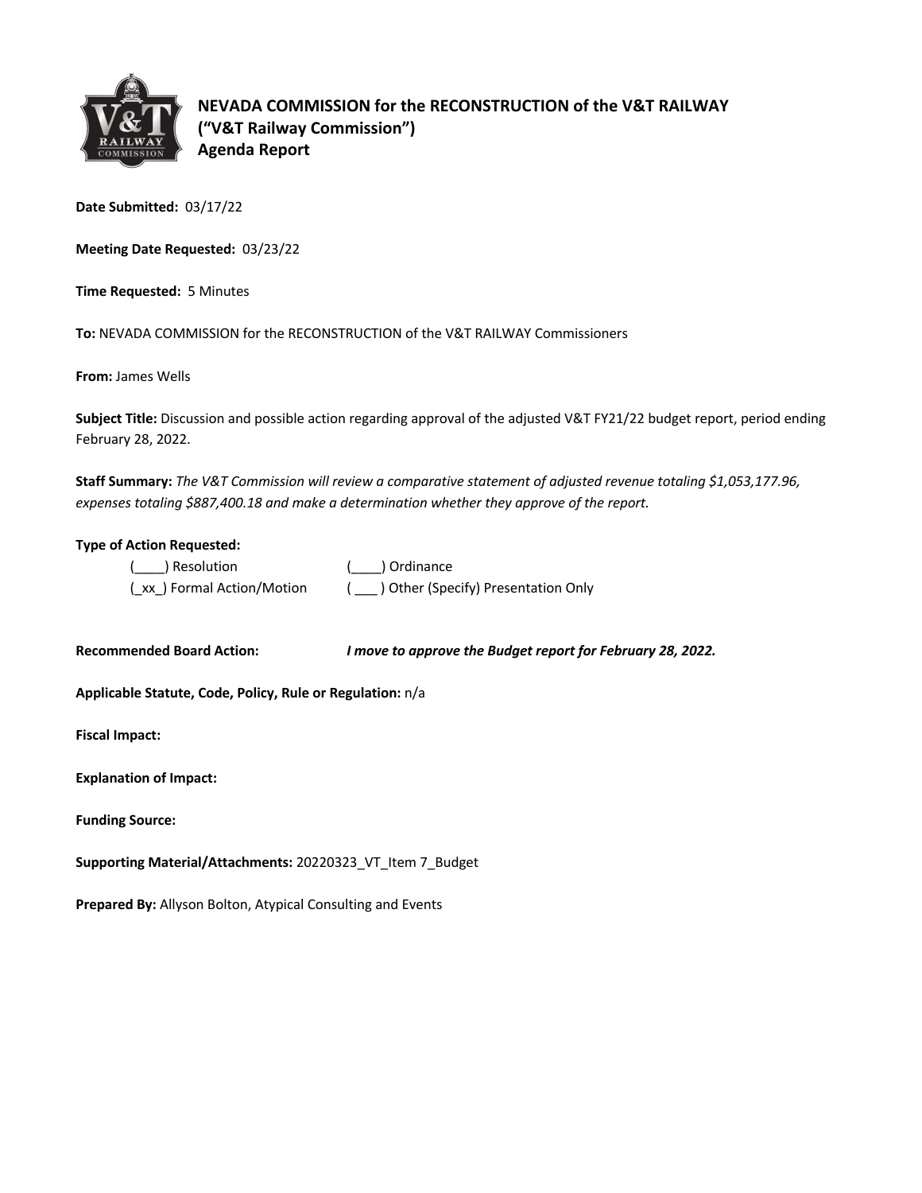# NEVADA COMMISSION for the RECONSTRUCTION of the V&T RAILWAY
## ("V&T Railway Commission")
## Agenda Report

**Date Submitted:** 03/17/22

**Meeting Date Requested:** 03/23/22

**Time Requested:** 5 Minutes

**To:** NEVADA COMMISSION for the RECONSTRUCTION of the V&T RAILWAY Commissioners

**From:** James Wells

**Subject Title:** Discussion and possible action regarding approval of the adjusted V&T FY21/22 budget report, period ending February 28, 2022.

**Staff Summary:** *The V&T Commission will review a comparative statement of adjusted revenue totaling $1,053,177.96, expenses totaling $887,400.18 and make a determination whether they approve of the report.*

**Type of Action Requested:**

(____) Resolution (____) Ordinance

(_xx_) Formal Action/Motion ( ___ ) Other (Specify) Presentation Only

**Recommended Board Action:** ***I move to approve the Budget report for February 28, 2022.***

**Applicable Statute, Code, Policy, Rule or Regulation:** n/a

**Fiscal Impact:**

**Explanation of Impact:**

**Funding Source:**

**Supporting Material/Attachments:** 20220323_VT_Item 7_Budget

**Prepared By:** Allyson Bolton, Atypical Consulting and Events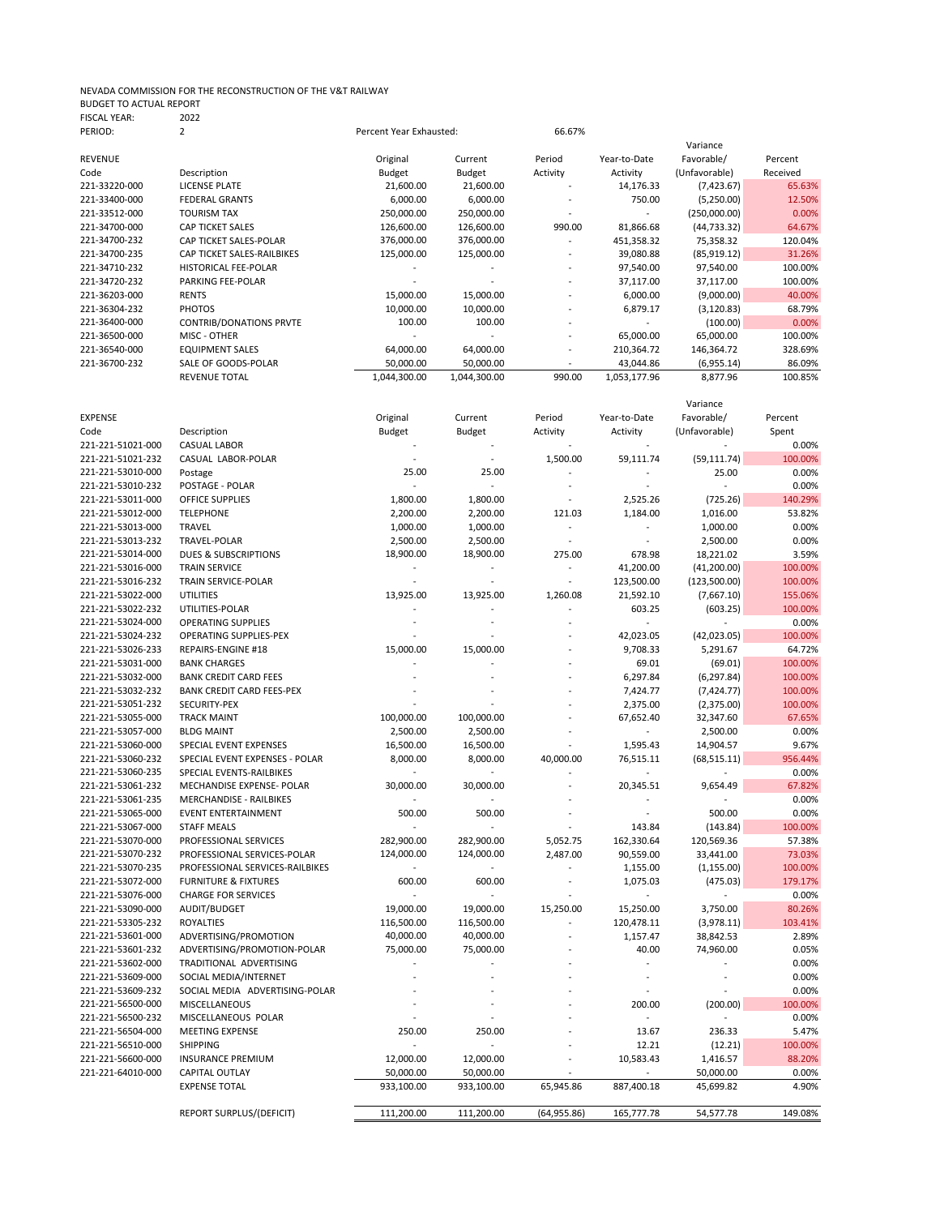NEVADA COMMISSION FOR THE RECONSTRUCTION OF THE V&T RAILWAY
BUDGET TO ACTUAL REPORT
FISCAL YEAR: 2022
PERIOD: 2 Percent Year Exhausted: 66.67%

| REVENUE Code | Description | Original Budget | Current Budget | Period Activity | Year-to-Date Activity | Variance Favorable/ (Unfavorable) | Percent Received |
|---|---|---|---|---|---|---|---|
| 221-33220-000 | LICENSE PLATE | 21,600.00 | 21,600.00 | - | 14,176.33 | (7,423.67) | 65.63% |
| 221-33400-000 | FEDERAL GRANTS | 6,000.00 | 6,000.00 | - | 750.00 | (5,250.00) | 12.50% |
| 221-33512-000 | TOURISM TAX | 250,000.00 | 250,000.00 | - | - | (250,000.00) | 0.00% |
| 221-34700-000 | CAP TICKET SALES | 126,600.00 | 126,600.00 | 990.00 | 81,866.68 | (44,733.32) | 64.67% |
| 221-34700-232 | CAP TICKET SALES-POLAR | 376,000.00 | 376,000.00 | - | 451,358.32 | 75,358.32 | 120.04% |
| 221-34700-235 | CAP TICKET SALES-RAILBIKES | 125,000.00 | 125,000.00 | - | 39,080.88 | (85,919.12) | 31.26% |
| 221-34710-232 | HISTORICAL FEE-POLAR | - | - | - | 97,540.00 | 97,540.00 | 100.00% |
| 221-34720-232 | PARKING FEE-POLAR | - | - | - | 37,117.00 | 37,117.00 | 100.00% |
| 221-36203-000 | RENTS | 15,000.00 | 15,000.00 | - | 6,000.00 | (9,000.00) | 40.00% |
| 221-36304-232 | PHOTOS | 10,000.00 | 10,000.00 | - | 6,879.17 | (3,120.83) | 68.79% |
| 221-36400-000 | CONTRIB/DONATIONS PRVTE | 100.00 | 100.00 | - | - | (100.00) | 0.00% |
| 221-36500-000 | MISC - OTHER | - | - | - | 65,000.00 | 65,000.00 | 100.00% |
| 221-36540-000 | EQUIPMENT SALES | 64,000.00 | 64,000.00 | - | 210,364.72 | 146,364.72 | 328.69% |
| 221-36700-232 | SALE OF GOODS-POLAR | 50,000.00 | 50,000.00 | - | 43,044.86 | (6,955.14) | 86.09% |
| | REVENUE TOTAL | 1,044,300.00 | 1,044,300.00 | 990.00 | 1,053,177.96 | 8,877.96 | 100.85% |

| EXPENSE Code | Description | Original Budget | Current Budget | Period Activity | Year-to-Date Activity | Variance Favorable/ (Unfavorable) | Percent Spent |
|---|---|---|---|---|---|---|---|
| 221-221-51021-000 | CASUAL LABOR | - | - | - | - | - | 0.00% |
| 221-221-51021-232 | CASUAL LABOR-POLAR | - | - | 1,500.00 | 59,111.74 | (59,111.74) | 100.00% |
| 221-221-53010-000 | Postage | 25.00 | 25.00 | - | - | 25.00 | 0.00% |
| 221-221-53010-232 | POSTAGE - POLAR | - | - | - | - | - | 0.00% |
| 221-221-53011-000 | OFFICE SUPPLIES | 1,800.00 | 1,800.00 | - | 2,525.26 | (725.26) | 140.29% |
| 221-221-53012-000 | TELEPHONE | 2,200.00 | 2,200.00 | 121.03 | 1,184.00 | 1,016.00 | 53.82% |
| 221-221-53013-000 | TRAVEL | 1,000.00 | 1,000.00 | - | - | 1,000.00 | 0.00% |
| 221-221-53013-232 | TRAVEL-POLAR | 2,500.00 | 2,500.00 | - | - | 2,500.00 | 0.00% |
| 221-221-53014-000 | DUES & SUBSCRIPTIONS | 18,900.00 | 18,900.00 | 275.00 | 678.98 | 18,221.02 | 3.59% |
| 221-221-53016-000 | TRAIN SERVICE | - | - | - | 41,200.00 | (41,200.00) | 100.00% |
| 221-221-53016-232 | TRAIN SERVICE-POLAR | - | - | - | 123,500.00 | (123,500.00) | 100.00% |
| 221-221-53022-000 | UTILITIES | 13,925.00 | 13,925.00 | 1,260.08 | 21,592.10 | (7,667.10) | 155.06% |
| 221-221-53022-232 | UTILITIES-POLAR | - | - | - | 603.25 | (603.25) | 100.00% |
| 221-221-53024-000 | OPERATING SUPPLIES | - | - | - | - | - | 0.00% |
| 221-221-53024-232 | OPERATING SUPPLIES-PEX | - | - | - | 42,023.05 | (42,023.05) | 100.00% |
| 221-221-53026-233 | REPAIRS-ENGINE #18 | 15,000.00 | 15,000.00 | - | 9,708.33 | 5,291.67 | 64.72% |
| 221-221-53031-000 | BANK CHARGES | - | - | - | 69.01 | (69.01) | 100.00% |
| 221-221-53032-000 | BANK CREDIT CARD FEES | - | - | - | 6,297.84 | (6,297.84) | 100.00% |
| 221-221-53032-232 | BANK CREDIT CARD FEES-PEX | - | - | - | 7,424.77 | (7,424.77) | 100.00% |
| 221-221-53051-232 | SECURITY-PEX | - | - | - | 2,375.00 | (2,375.00) | 100.00% |
| 221-221-53055-000 | TRACK MAINT | 100,000.00 | 100,000.00 | - | 67,652.40 | 32,347.60 | 67.65% |
| 221-221-53057-000 | BLDG MAINT | 2,500.00 | 2,500.00 | - | - | 2,500.00 | 0.00% |
| 221-221-53060-000 | SPECIAL EVENT EXPENSES | 16,500.00 | 16,500.00 | - | 1,595.43 | 14,904.57 | 9.67% |
| 221-221-53060-232 | SPECIAL EVENT EXPENSES - POLAR | 8,000.00 | 8,000.00 | 40,000.00 | 76,515.11 | (68,515.11) | 956.44% |
| 221-221-53060-235 | SPECIAL EVENTS-RAILBIKES | - | - | - | - | - | 0.00% |
| 221-221-53061-232 | MECHANDISE EXPENSE- POLAR | 30,000.00 | 30,000.00 | - | 20,345.51 | 9,654.49 | 67.82% |
| 221-221-53061-235 | MERCHANDISE - RAILBIKES | - | - | - | - | - | 0.00% |
| 221-221-53065-000 | EVENT ENTERTAINMENT | 500.00 | 500.00 | - | - | 500.00 | 0.00% |
| 221-221-53067-000 | STAFF MEALS | - | - | - | 143.84 | (143.84) | 100.00% |
| 221-221-53070-000 | PROFESSIONAL SERVICES | 282,900.00 | 282,900.00 | 5,052.75 | 162,330.64 | 120,569.36 | 57.38% |
| 221-221-53070-232 | PROFESSIONAL SERVICES-POLAR | 124,000.00 | 124,000.00 | 2,487.00 | 90,559.00 | 33,441.00 | 73.03% |
| 221-221-53070-235 | PROFESSIONAL SERVICES-RAILBIKES | - | - | - | 1,155.00 | (1,155.00) | 100.00% |
| 221-221-53072-000 | FURNITURE & FIXTURES | 600.00 | 600.00 | - | 1,075.03 | (475.03) | 179.17% |
| 221-221-53076-000 | CHARGE FOR SERVICES | - | - | - | - | - | 0.00% |
| 221-221-53090-000 | AUDIT/BUDGET | 19,000.00 | 19,000.00 | 15,250.00 | 15,250.00 | 3,750.00 | 80.26% |
| 221-221-53305-232 | ROYALTIES | 116,500.00 | 116,500.00 | - | 120,478.11 | (3,978.11) | 103.41% |
| 221-221-53601-000 | ADVERTISING/PROMOTION | 40,000.00 | 40,000.00 | - | 1,157.47 | 38,842.53 | 2.89% |
| 221-221-53601-232 | ADVERTISING/PROMOTION-POLAR | 75,000.00 | 75,000.00 | - | 40.00 | 74,960.00 | 0.05% |
| 221-221-53602-000 | TRADITIONAL ADVERTISING | - | - | - | - | - | 0.00% |
| 221-221-53609-000 | SOCIAL MEDIA/INTERNET | - | - | - | - | - | 0.00% |
| 221-221-53609-232 | SOCIAL MEDIA ADVERTISING-POLAR | - | - | - | - | - | 0.00% |
| 221-221-56500-000 | MISCELLANEOUS | - | - | - | 200.00 | (200.00) | 100.00% |
| 221-221-56500-232 | MISCELLANEOUS POLAR | - | - | - | - | - | 0.00% |
| 221-221-56504-000 | MEETING EXPENSE | 250.00 | 250.00 | - | 13.67 | 236.33 | 5.47% |
| 221-221-56510-000 | SHIPPING | - | - | - | 12.21 | (12.21) | 100.00% |
| 221-221-56600-000 | INSURANCE PREMIUM | 12,000.00 | 12,000.00 | - | 10,583.43 | 1,416.57 | 88.20% |
| 221-221-64010-000 | CAPITAL OUTLAY | 50,000.00 | 50,000.00 | - | - | 50,000.00 | 0.00% |
| | EXPENSE TOTAL | 933,100.00 | 933,100.00 | 65,945.86 | 887,400.18 | 45,699.82 | 4.90% |
| | REPORT SURPLUS/(DEFICIT) | 111,200.00 | 111,200.00 | (64,955.86) | 165,777.78 | 54,577.78 | 149.08% |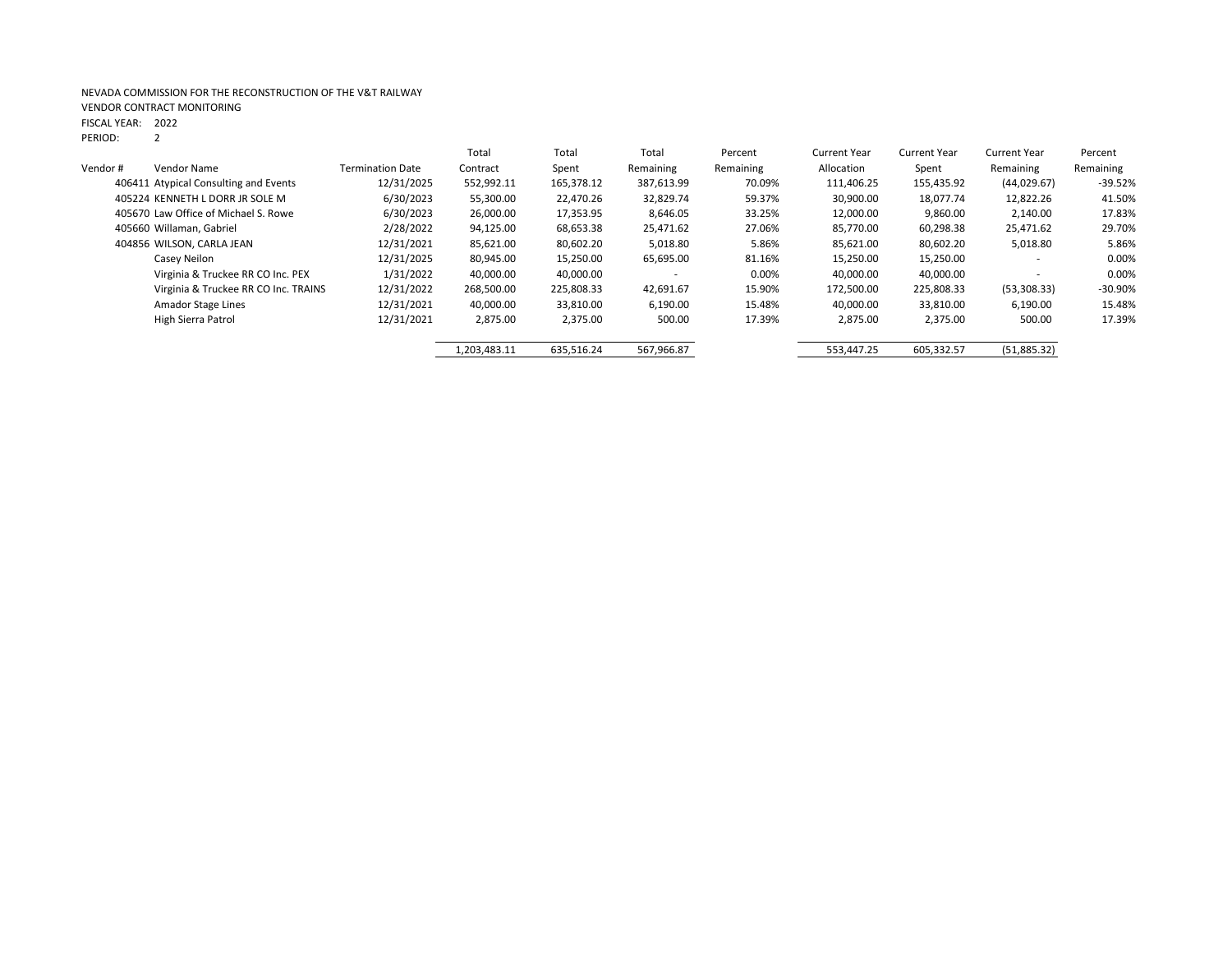NEVADA COMMISSION FOR THE RECONSTRUCTION OF THE V&T RAILWAY
VENDOR CONTRACT MONITORING
FISCAL YEAR: 2022
PERIOD: 2

| Vendor # | Vendor Name | Termination Date | Total Contract | Total Spent | Total Remaining | Percent Remaining | Current Year Allocation | Current Year Spent | Current Year Remaining | Percent Remaining |
|---|---|---|---|---|---|---|---|---|---|---|
| 406411 | Atypical Consulting and Events | 12/31/2025 | 552,992.11 | 165,378.12 | 387,613.99 | 70.09% | 111,406.25 | 155,435.92 | (44,029.67) | -39.52% |
| 405224 | KENNETH L DORR JR SOLE M | 6/30/2023 | 55,300.00 | 22,470.26 | 32,829.74 | 59.37% | 30,900.00 | 18,077.74 | 12,822.26 | 41.50% |
| 405670 | Law Office of Michael S. Rowe | 6/30/2023 | 26,000.00 | 17,353.95 | 8,646.05 | 33.25% | 12,000.00 | 9,860.00 | 2,140.00 | 17.83% |
| 405660 | Willaman, Gabriel | 2/28/2022 | 94,125.00 | 68,653.38 | 25,471.62 | 27.06% | 85,770.00 | 60,298.38 | 25,471.62 | 29.70% |
| 404856 | WILSON, CARLA JEAN | 12/31/2021 | 85,621.00 | 80,602.20 | 5,018.80 | 5.86% | 85,621.00 | 80,602.20 | 5,018.80 | 5.86% |
| | Casey Neilon | 12/31/2025 | 80,945.00 | 15,250.00 | 65,695.00 | 81.16% | 15,250.00 | 15,250.00 | - | 0.00% |
| | Virginia & Truckee RR CO Inc. PEX | 1/31/2022 | 40,000.00 | 40,000.00 | - | 0.00% | 40,000.00 | 40,000.00 | - | 0.00% |
| | Virginia & Truckee RR CO Inc. TRAINS | 12/31/2022 | 268,500.00 | 225,808.33 | 42,691.67 | 15.90% | 172,500.00 | 225,808.33 | (53,308.33) | -30.90% |
| | Amador Stage Lines | 12/31/2021 | 40,000.00 | 33,810.00 | 6,190.00 | 15.48% | 40,000.00 | 33,810.00 | 6,190.00 | 15.48% |
| | High Sierra Patrol | 12/31/2021 | 2,875.00 | 2,375.00 | 500.00 | 17.39% | 2,875.00 | 2,375.00 | 500.00 | 17.39% |
| | | | 1,203,483.11 | 635,516.24 | 567,966.87 | | 553,447.25 | 605,332.57 | (51,885.32) | |